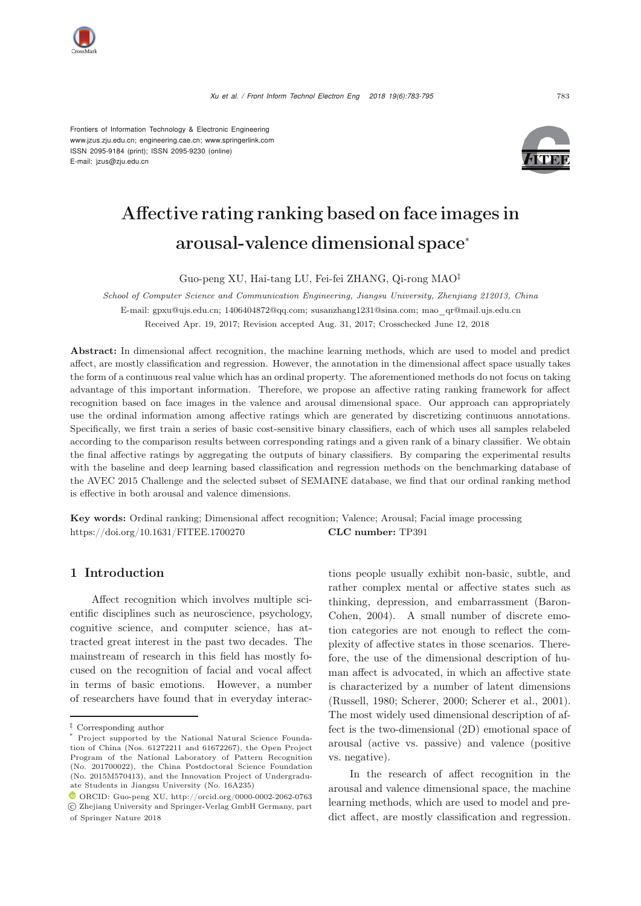Frontiers of Information Technology & Electronic Engineering
www.jzus.zju.edu.cn; engineering.cae.cn; www.springerlink.com
ISSN 2095-9184 (print); ISSN 2095-9230 (online)
E-mail: jzus@zju.edu.cn

# Affective rating ranking based on face images in arousal-valence dimensional space*

Guo-peng XU, Hai-tang LU, Fei-fei ZHANG, Qi-rong MAO‡

*School of Computer Science and Communication Engineering, Jiangsu University, Zhenjiang 212013, China*

E-mail: gpxu@ujs.edu.cn; 1406404872@qq.com; susanzhang1231@sina.com; mao_qr@mail.ujs.edu.cn

Received Apr. 19, 2017; Revision accepted Aug. 31, 2017; Crosschecked June 12, 2018

**Abstract:** In dimensional affect recognition, the machine learning methods, which are used to model and predict affect, are mostly classification and regression. However, the annotation in the dimensional affect space usually takes the form of a continuous real value which has an ordinal property. The aforementioned methods do not focus on taking advantage of this important information. Therefore, we propose an affective rating ranking framework for affect recognition based on face images in the valence and arousal dimensional space. Our approach can appropriately use the ordinal information among affective ratings which are generated by discretizing continuous annotations. Specifically, we first train a series of basic cost-sensitive binary classifiers, each of which uses all samples relabeled according to the comparison results between corresponding ratings and a given rank of a binary classifier. We obtain the final affective ratings by aggregating the outputs of binary classifiers. By comparing the experimental results with the baseline and deep learning based classification and regression methods on the benchmarking database of the AVEC 2015 Challenge and the selected subset of SEMAINE database, we find that our ordinal ranking method is effective in both arousal and valence dimensions.

**Key words:** Ordinal ranking; Dimensional affect recognition; Valence; Arousal; Facial image processing
https://doi.org/10.1631/FITEE.1700270 **CLC number:** TP391

## 1 Introduction

Affect recognition which involves multiple scientific disciplines such as neuroscience, psychology, cognitive science, and computer science, has attracted great interest in the past two decades. The mainstream of research in this field has mostly focused on the recognition of facial and vocal affect in terms of basic emotions. However, a number of researchers have found that in everyday interactions people usually exhibit non-basic, subtle, and rather complex mental or affective states such as thinking, depression, and embarrassment (Baron-Cohen, 2004). A small number of discrete emotion categories are not enough to reflect the complexity of affective states in those scenarios. Therefore, the use of the dimensional description of human affect is advocated, in which an affective state is characterized by a number of latent dimensions (Russell, 1980; Scherer, 2000; Scherer et al., 2001). The most widely used dimensional description of affect is the two-dimensional (2D) emotional space of arousal (active vs. passive) and valence (positive vs. negative).

In the research of affect recognition in the arousal and valence dimensional space, the machine learning methods, which are used to model and predict affect, are mostly classification and regression.

‡ Corresponding author

\* Project supported by the National Natural Science Foundation of China (Nos. 61272211 and 61672267), the Open Project Program of the National Laboratory of Pattern Recognition (No. 201700022), the China Postdoctoral Science Foundation (No. 2015M570413), and the Innovation Project of Undergraduate Students in Jiangsu University (No. 16A235)

ORCID: Guo-peng XU, http://orcid.org/0000-0002-2062-0763

© Zhejiang University and Springer-Verlag GmbH Germany, part of Springer Nature 2018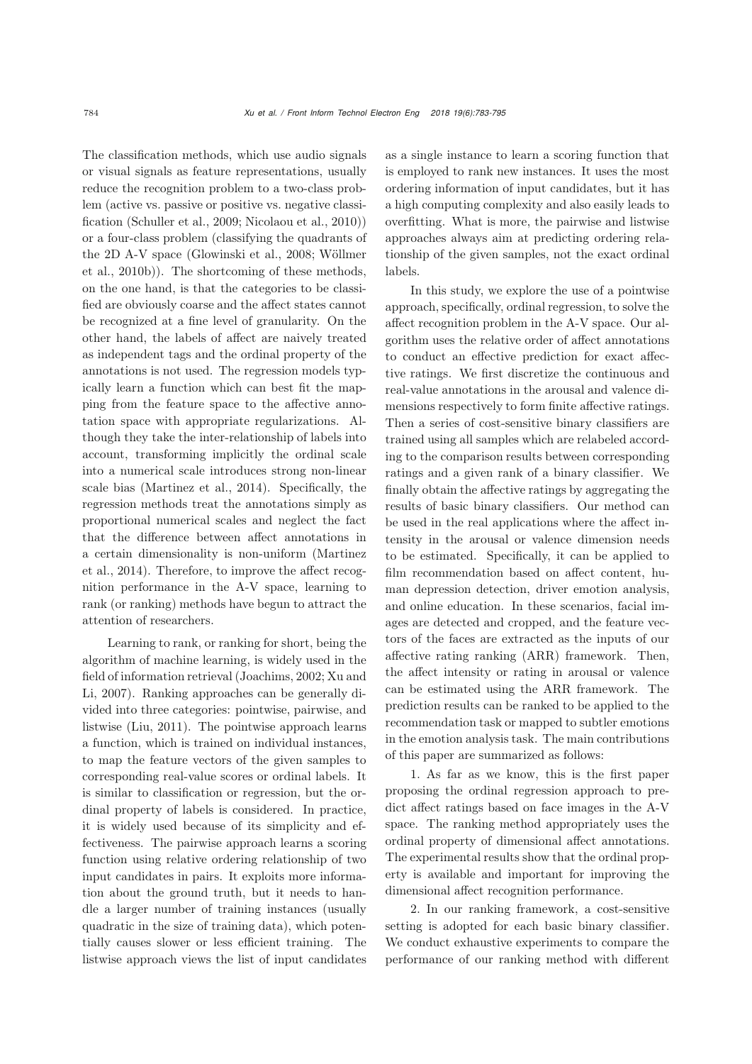The classification methods, which use audio signals or visual signals as feature representations, usually reduce the recognition problem to a two-class problem (active vs. passive or positive vs. negative classification (Schuller et al., 2009; Nicolaou et al., 2010)) or a four-class problem (classifying the quadrants of the 2D A-V space (Glowinski et al., 2008; Wöllmer et al., 2010b)). The shortcoming of these methods, on the one hand, is that the categories to be classified are obviously coarse and the affect states cannot be recognized at a fine level of granularity. On the other hand, the labels of affect are naively treated as independent tags and the ordinal property of the annotations is not used. The regression models typically learn a function which can best fit the mapping from the feature space to the affective annotation space with appropriate regularizations. Although they take the inter-relationship of labels into account, transforming implicitly the ordinal scale into a numerical scale introduces strong non-linear scale bias (Martinez et al., 2014). Specifically, the regression methods treat the annotations simply as proportional numerical scales and neglect the fact that the difference between affect annotations in a certain dimensionality is non-uniform (Martinez et al., 2014). Therefore, to improve the affect recognition performance in the A-V space, learning to rank (or ranking) methods have begun to attract the attention of researchers.

Learning to rank, or ranking for short, being the algorithm of machine learning, is widely used in the field of information retrieval (Joachims, 2002; Xu and Li, 2007). Ranking approaches can be generally divided into three categories: pointwise, pairwise, and listwise (Liu, 2011). The pointwise approach learns a function, which is trained on individual instances, to map the feature vectors of the given samples to corresponding real-value scores or ordinal labels. It is similar to classification or regression, but the ordinal property of labels is considered. In practice, it is widely used because of its simplicity and effectiveness. The pairwise approach learns a scoring function using relative ordering relationship of two input candidates in pairs. It exploits more information about the ground truth, but it needs to handle a larger number of training instances (usually quadratic in the size of training data), which potentially causes slower or less efficient training. The listwise approach views the list of input candidates as a single instance to learn a scoring function that is employed to rank new instances. It uses the most ordering information of input candidates, but it has a high computing complexity and also easily leads to overfitting. What is more, the pairwise and listwise approaches always aim at predicting ordering relationship of the given samples, not the exact ordinal labels.

In this study, we explore the use of a pointwise approach, specifically, ordinal regression, to solve the affect recognition problem in the A-V space. Our algorithm uses the relative order of affect annotations to conduct an effective prediction for exact affective ratings. We first discretize the continuous and real-value annotations in the arousal and valence dimensions respectively to form finite affective ratings. Then a series of cost-sensitive binary classifiers are trained using all samples which are relabeled according to the comparison results between corresponding ratings and a given rank of a binary classifier. We finally obtain the affective ratings by aggregating the results of basic binary classifiers. Our method can be used in the real applications where the affect intensity in the arousal or valence dimension needs to be estimated. Specifically, it can be applied to film recommendation based on affect content, human depression detection, driver emotion analysis, and online education. In these scenarios, facial images are detected and cropped, and the feature vectors of the faces are extracted as the inputs of our affective rating ranking (ARR) framework. Then, the affect intensity or rating in arousal or valence can be estimated using the ARR framework. The prediction results can be ranked to be applied to the recommendation task or mapped to subtler emotions in the emotion analysis task. The main contributions of this paper are summarized as follows:

1. As far as we know, this is the first paper proposing the ordinal regression approach to predict affect ratings based on face images in the A-V space. The ranking method appropriately uses the ordinal property of dimensional affect annotations. The experimental results show that the ordinal property is available and important for improving the dimensional affect recognition performance.

2. In our ranking framework, a cost-sensitive setting is adopted for each basic binary classifier. We conduct exhaustive experiments to compare the performance of our ranking method with different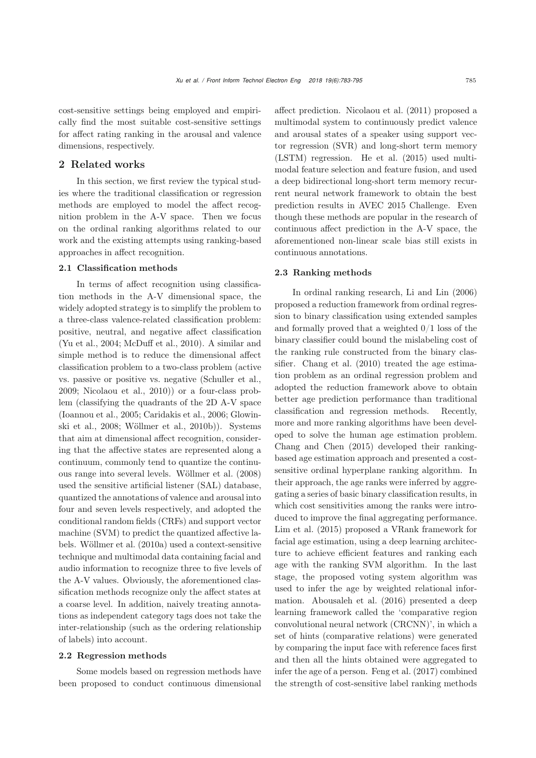cost-sensitive settings being employed and empirically find the most suitable cost-sensitive settings for affect rating ranking in the arousal and valence dimensions, respectively.

## 2 Related works

In this section, we first review the typical studies where the traditional classification or regression methods are employed to model the affect recognition problem in the A-V space. Then we focus on the ordinal ranking algorithms related to our work and the existing attempts using ranking-based approaches in affect recognition.

### 2.1 Classification methods

In terms of affect recognition using classification methods in the A-V dimensional space, the widely adopted strategy is to simplify the problem to a three-class valence-related classification problem: positive, neutral, and negative affect classification (Yu et al., 2004; McDuff et al., 2010). A similar and simple method is to reduce the dimensional affect classification problem to a two-class problem (active vs. passive or positive vs. negative (Schuller et al., 2009; Nicolaou et al., 2010)) or a four-class problem (classifying the quadrants of the 2D A-V space (Ioannou et al., 2005; Caridakis et al., 2006; Glowinski et al., 2008; Wöllmer et al., 2010b)). Systems that aim at dimensional affect recognition, considering that the affective states are represented along a continuum, commonly tend to quantize the continuous range into several levels. Wöllmer et al. (2008) used the sensitive artificial listener (SAL) database, quantized the annotations of valence and arousal into four and seven levels respectively, and adopted the conditional random fields (CRFs) and support vector machine (SVM) to predict the quantized affective labels. Wöllmer et al. (2010a) used a context-sensitive technique and multimodal data containing facial and audio information to recognize three to five levels of the A-V values. Obviously, the aforementioned classification methods recognize only the affect states at a coarse level. In addition, naively treating annotations as independent category tags does not take the inter-relationship (such as the ordering relationship of labels) into account.

### 2.2 Regression methods

Some models based on regression methods have been proposed to conduct continuous dimensional affect prediction. Nicolaou et al. (2011) proposed a multimodal system to continuously predict valence and arousal states of a speaker using support vector regression (SVR) and long-short term memory (LSTM) regression. He et al. (2015) used multimodal feature selection and feature fusion, and used a deep bidirectional long-short term memory recurrent neural network framework to obtain the best prediction results in AVEC 2015 Challenge. Even though these methods are popular in the research of continuous affect prediction in the A-V space, the aforementioned non-linear scale bias still exists in continuous annotations.

### 2.3 Ranking methods

In ordinal ranking research, Li and Lin (2006) proposed a reduction framework from ordinal regression to binary classification using extended samples and formally proved that a weighted 0/1 loss of the binary classifier could bound the mislabeling cost of the ranking rule constructed from the binary classifier. Chang et al. (2010) treated the age estimation problem as an ordinal regression problem and adopted the reduction framework above to obtain better age prediction performance than traditional classification and regression methods. Recently, more and more ranking algorithms have been developed to solve the human age estimation problem. Chang and Chen (2015) developed their ranking-based age estimation approach and presented a cost-sensitive ordinal hyperplane ranking algorithm. In their approach, the age ranks were inferred by aggregating a series of basic binary classification results, in which cost sensitivities among the ranks were introduced to improve the final aggregating performance. Lim et al. (2015) proposed a VRank framework for facial age estimation, using a deep learning architecture to achieve efficient features and ranking each age with the ranking SVM algorithm. In the last stage, the proposed voting system algorithm was used to infer the age by weighted relational information. Abousaleh et al. (2016) presented a deep learning framework called the 'comparative region convolutional neural network (CRCNN)', in which a set of hints (comparative relations) were generated by comparing the input face with reference faces first and then all the hints obtained were aggregated to infer the age of a person. Feng et al. (2017) combined the strength of cost-sensitive label ranking methods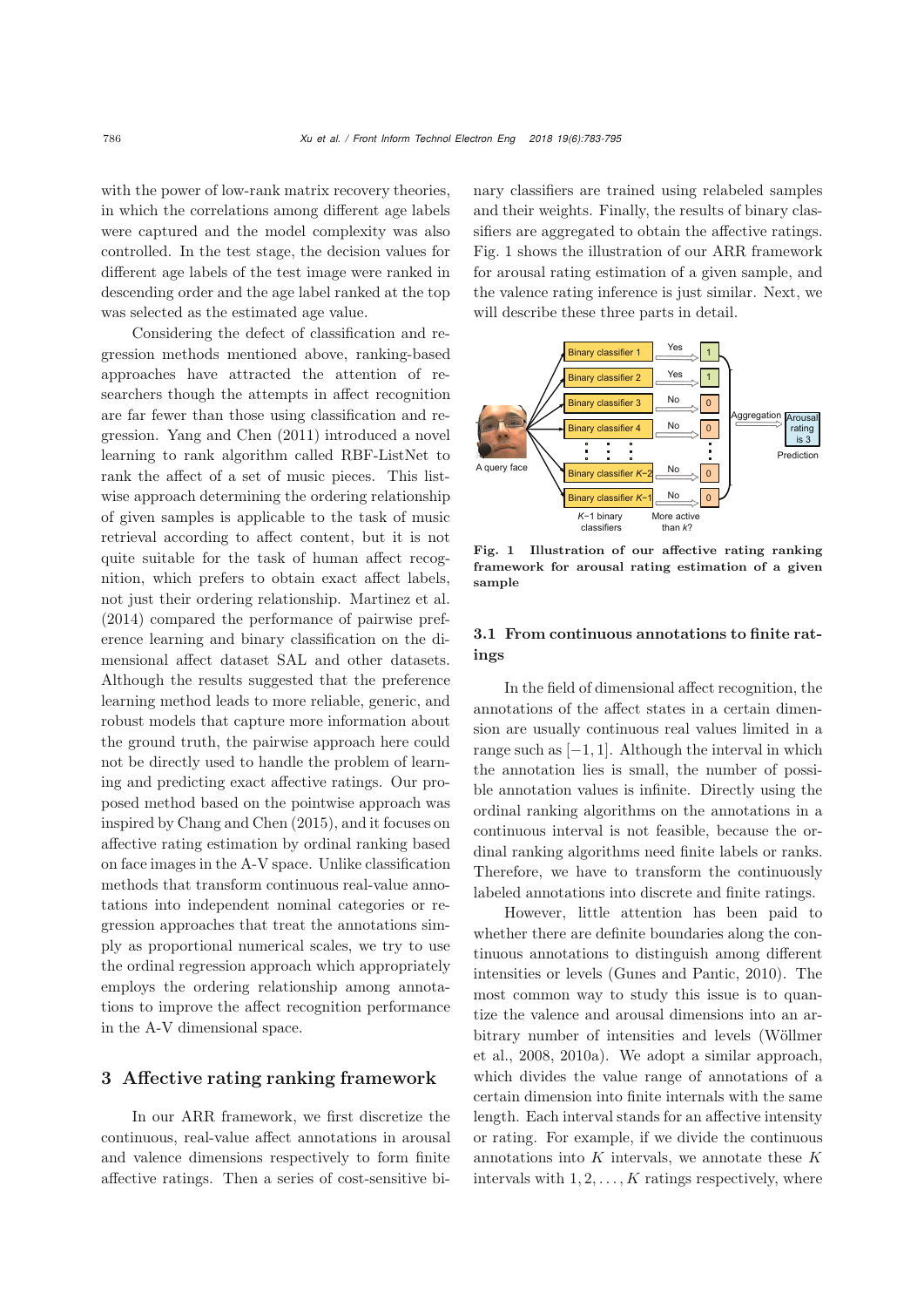with the power of low-rank matrix recovery theories, in which the correlations among different age labels were captured and the model complexity was also controlled. In the test stage, the decision values for different age labels of the test image were ranked in descending order and the age label ranked at the top was selected as the estimated age value.

Considering the defect of classification and regression methods mentioned above, ranking-based approaches have attracted the attention of researchers though the attempts in affect recognition are far fewer than those using classification and regression. Yang and Chen (2011) introduced a novel learning to rank algorithm called RBF-ListNet to rank the affect of a set of music pieces. This listwise approach determining the ordering relationship of given samples is applicable to the task of music retrieval according to affect content, but it is not quite suitable for the task of human affect recognition, which prefers to obtain exact affect labels, not just their ordering relationship. Martinez et al. (2014) compared the performance of pairwise preference learning and binary classification on the dimensional affect dataset SAL and other datasets. Although the results suggested that the preference learning method leads to more reliable, generic, and robust models that capture more information about the ground truth, the pairwise approach here could not be directly used to handle the problem of learning and predicting exact affective ratings. Our proposed method based on the pointwise approach was inspired by Chang and Chen (2015), and it focuses on affective rating estimation by ordinal ranking based on face images in the A-V space. Unlike classification methods that transform continuous real-value annotations into independent nominal categories or regression approaches that treat the annotations simply as proportional numerical scales, we try to use the ordinal regression approach which appropriately employs the ordering relationship among annotations to improve the affect recognition performance in the A-V dimensional space.

## 3 Affective rating ranking framework

In our ARR framework, we first discretize the continuous, real-value affect annotations in arousal and valence dimensions respectively to form finite affective ratings. Then a series of cost-sensitive binary classifiers are trained using relabeled samples and their weights. Finally, the results of binary classifiers are aggregated to obtain the affective ratings. Fig. 1 shows the illustration of our ARR framework for arousal rating estimation of a given sample, and the valence rating inference is just similar. Next, we will describe these three parts in detail.

**Fig. 1 Illustration of our affective rating ranking framework for arousal rating estimation of a given sample**

### 3.1 From continuous annotations to finite ratings

In the field of dimensional affect recognition, the annotations of the affect states in a certain dimension are usually continuous real values limited in a range such as $[-1, 1]$. Although the interval in which the annotation lies is small, the number of possible annotation values is infinite. Directly using the ordinal ranking algorithms on the annotations in a continuous interval is not feasible, because the ordinal ranking algorithms need finite labels or ranks. Therefore, we have to transform the continuously labeled annotations into discrete and finite ratings.

However, little attention has been paid to whether there are definite boundaries along the continuous annotations to distinguish among different intensities or levels (Gunes and Pantic, 2010). The most common way to study this issue is to quantize the valence and arousal dimensions into an arbitrary number of intensities and levels (Wöllmer et al., 2008, 2010a). We adopt a similar approach, which divides the value range of annotations of a certain dimension into finite internals with the same length. Each interval stands for an affective intensity or rating. For example, if we divide the continuous annotations into $K$ intervals, we annotate these $K$ intervals with $1, 2, \ldots, K$ ratings respectively, where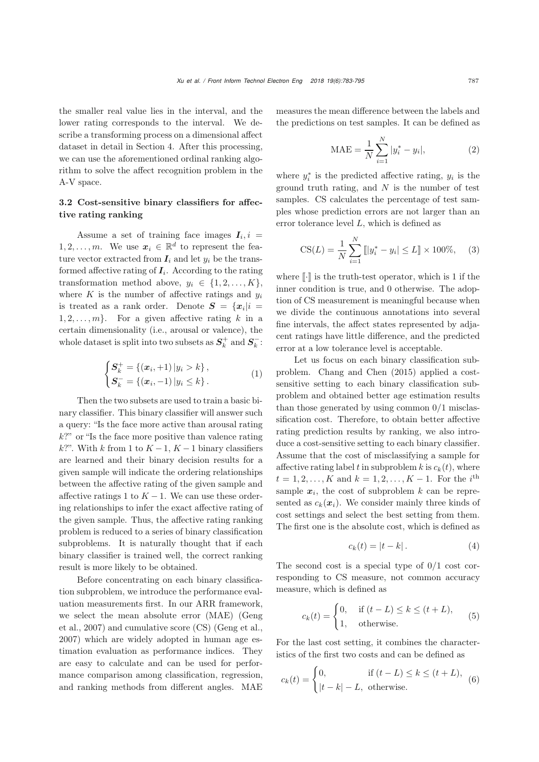the smaller real value lies in the interval, and the lower rating corresponds to the interval. We describe a transforming process on a dimensional affect dataset in detail in Section 4. After this processing, we can use the aforementioned ordinal ranking algorithm to solve the affect recognition problem in the A-V space.

### 3.2 Cost-sensitive binary classifiers for affective rating ranking

Assume a set of training face images $\boldsymbol{I}_i, i = 1, 2, \ldots, m$. We use $\boldsymbol{x}_i \in \mathbb{R}^d$ to represent the feature vector extracted from $\boldsymbol{I}_i$ and let $y_i$ be the transformed affective rating of $\boldsymbol{I}_i$. According to the rating transformation method above, $y_i \in \{1, 2, \ldots, K\}$, where $K$ is the number of affective ratings and $y_i$ is treated as a rank order. Denote $\boldsymbol{S} = \{\boldsymbol{x}_i | i = 1, 2, \ldots, m\}$. For a given affective rating $k$ in a certain dimensionality (i.e., arousal or valence), the whole dataset is split into two subsets as $\boldsymbol{S}_k^+$ and $\boldsymbol{S}_k^-$:

$$\begin{cases} \boldsymbol{S}_k^+ = \{(\boldsymbol{x}_i, +1) \,| y_i > k\}, \\ \boldsymbol{S}_k^- = \{(\boldsymbol{x}_i, -1) \,| y_i \leq k\}. \end{cases} \tag{1}$$

Then the two subsets are used to train a basic binary classifier. This binary classifier will answer such a query: "Is the face more active than arousal rating $k$?" or "Is the face more positive than valence rating $k$?". With $k$ from 1 to $K-1$, $K-1$ binary classifiers are learned and their binary decision results for a given sample will indicate the ordering relationships between the affective rating of the given sample and affective ratings 1 to $K-1$. We can use these ordering relationships to infer the exact affective rating of the given sample. Thus, the affective rating ranking problem is reduced to a series of binary classification subproblems. It is naturally thought that if each binary classifier is trained well, the correct ranking result is more likely to be obtained.

Before concentrating on each binary classification subproblem, we introduce the performance evaluation measurements first. In our ARR framework, we select the mean absolute error (MAE) (Geng et al., 2007) and cumulative score (CS) (Geng et al., 2007) which are widely adopted in human age estimation evaluation as performance indices. They are easy to calculate and can be used for performance comparison among classification, regression, and ranking methods from different angles. MAE measures the mean difference between the labels and the predictions on test samples. It can be defined as

$$\text{MAE} = \frac{1}{N} \sum_{i=1}^{N} |y_i^* - y_i|, \tag{2}$$

where $y_i^*$ is the predicted affective rating, $y_i$ is the ground truth rating, and $N$ is the number of test samples. CS calculates the percentage of test samples whose prediction errors are not larger than an error tolerance level $L$, which is defined as

$$\text{CS}(L) = \frac{1}{N} \sum_{i=1}^{N} [\![ |y_i^* - y_i| \leq L ]\!] \times 100\%, \tag{3}$$

where $[\![\cdot]\!]$ is the truth-test operator, which is 1 if the inner condition is true, and 0 otherwise. The adoption of CS measurement is meaningful because when we divide the continuous annotations into several fine intervals, the affect states represented by adjacent ratings have little difference, and the predicted error at a low tolerance level is acceptable.

Let us focus on each binary classification subproblem. Chang and Chen (2015) applied a cost-sensitive setting to each binary classification subproblem and obtained better age estimation results than those generated by using common 0/1 misclassification cost. Therefore, to obtain better affective rating prediction results by ranking, we also introduce a cost-sensitive setting to each binary classifier. Assume that the cost of misclassifying a sample for affective rating label $t$ in subproblem $k$ is $c_k(t)$, where $t = 1, 2, \ldots, K$ and $k = 1, 2, \ldots, K-1$. For the $i^{\text{th}}$ sample $\boldsymbol{x}_i$, the cost of subproblem $k$ can be represented as $c_k(\boldsymbol{x}_i)$. We consider mainly three kinds of cost settings and select the best setting from them. The first one is the absolute cost, which is defined as

$$c_k(t) = |t - k|. \tag{4}$$

The second cost is a special type of 0/1 cost corresponding to CS measure, not common accuracy measure, which is defined as

$$c_k(t) = \begin{cases} 0, & \text{if } (t - L) \leq k \leq (t + L), \\ 1, & \text{otherwise.} \end{cases} \tag{5}$$

For the last cost setting, it combines the characteristics of the first two costs and can be defined as

$$c_k(t) = \begin{cases} 0, & \text{if } (t - L) \leq k \leq (t + L), \\ |t - k| - L, & \text{otherwise.} \end{cases} \tag{6}$$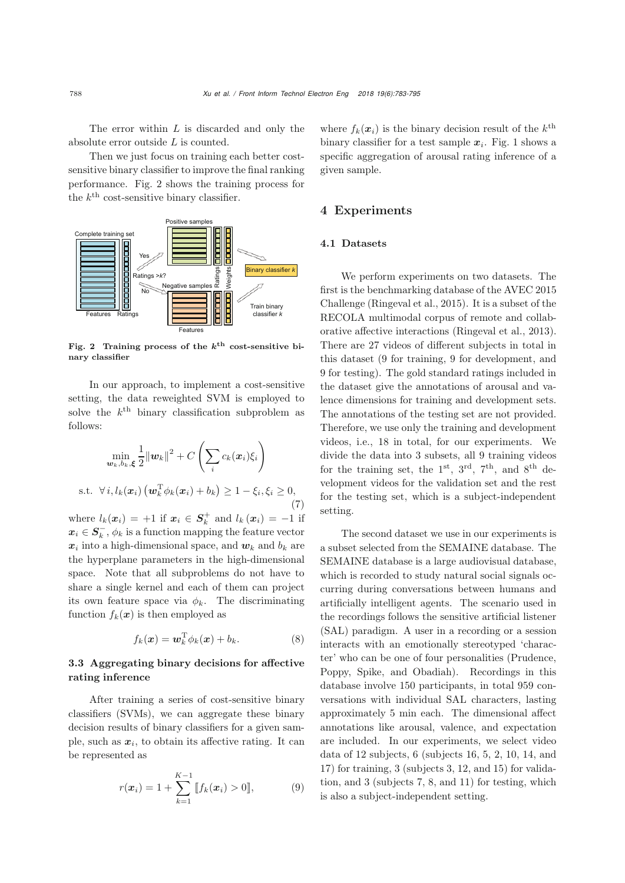The error within $L$ is discarded and only the absolute error outside $L$ is counted.

Then we just focus on training each better cost-sensitive binary classifier to improve the final ranking performance. Fig. 2 shows the training process for the $k^{\text{th}}$ cost-sensitive binary classifier.

**Fig. 2 Training process of the $k^{\text{th}}$ cost-sensitive binary classifier**

In our approach, to implement a cost-sensitive setting, the data reweighted SVM is employed to solve the $k^{\text{th}}$ binary classification subproblem as follows:

$$\min_{\boldsymbol{w}_k, b_k, \boldsymbol{\xi}} \frac{1}{2}\|\boldsymbol{w}_k\|^2 + C\left(\sum_i c_k(\boldsymbol{x}_i)\xi_i\right)$$

$$\text{s.t.} \;\; \forall\, i, l_k(\boldsymbol{x}_i)\left(\boldsymbol{w}_k^{\mathrm{T}}\phi_k(\boldsymbol{x}_i) + b_k\right) \geq 1 - \xi_i, \xi_i \geq 0, \tag{7}$$

where $l_k(\boldsymbol{x}_i) = +1$ if $\boldsymbol{x}_i \in \boldsymbol{S}_k^+$ and $l_k(\boldsymbol{x}_i) = -1$ if $\boldsymbol{x}_i \in \boldsymbol{S}_k^-$, $\phi_k$ is a function mapping the feature vector $\boldsymbol{x}_i$ into a high-dimensional space, and $\boldsymbol{w}_k$ and $b_k$ are the hyperplane parameters in the high-dimensional space. Note that all subproblems do not have to share a single kernel and each of them can project its own feature space via $\phi_k$. The discriminating function $f_k(\boldsymbol{x})$ is then employed as

$$f_k(\boldsymbol{x}) = \boldsymbol{w}_k^{\mathrm{T}}\phi_k(\boldsymbol{x}) + b_k. \tag{8}$$

### 3.3 Aggregating binary decisions for affective rating inference

After training a series of cost-sensitive binary classifiers (SVMs), we can aggregate these binary decision results of binary classifiers for a given sample, such as $\boldsymbol{x}_i$, to obtain its affective rating. It can be represented as

$$r(\boldsymbol{x}_i) = 1 + \sum_{k=1}^{K-1} [\![ f_k(\boldsymbol{x}_i) > 0 ]\!], \tag{9}$$

where $f_k(\boldsymbol{x}_i)$ is the binary decision result of the $k^{\text{th}}$ binary classifier for a test sample $\boldsymbol{x}_i$. Fig. 1 shows a specific aggregation of arousal rating inference of a given sample.

## 4 Experiments

### 4.1 Datasets

We perform experiments on two datasets. The first is the benchmarking database of the AVEC 2015 Challenge (Ringeval et al., 2015). It is a subset of the RECOLA multimodal corpus of remote and collaborative affective interactions (Ringeval et al., 2013). There are 27 videos of different subjects in total in this dataset (9 for training, 9 for development, and 9 for testing). The gold standard ratings included in the dataset give the annotations of arousal and valence dimensions for training and development sets. The annotations of the testing set are not provided. Therefore, we use only the training and development videos, i.e., 18 in total, for our experiments. We divide the data into 3 subsets, all 9 training videos for the training set, the 1[st], 3[rd], 7[th], and 8[th] development videos for the validation set and the rest for the testing set, which is a subject-independent setting.

The second dataset we use in our experiments is a subset selected from the SEMAINE database. The SEMAINE database is a large audiovisual database, which is recorded to study natural social signals occurring during conversations between humans and artificially intelligent agents. The scenario used in the recordings follows the sensitive artificial listener (SAL) paradigm. A user in a recording or a session interacts with an emotionally stereotyped 'character' who can be one of four personalities (Prudence, Poppy, Spike, and Obadiah). Recordings in this database involve 150 participants, in total 959 conversations with individual SAL characters, lasting approximately 5 min each. The dimensional affect annotations like arousal, valence, and expectation are included. In our experiments, we select video data of 12 subjects, 6 (subjects 16, 5, 2, 10, 14, and 17) for training, 3 (subjects 3, 12, and 15) for validation, and 3 (subjects 7, 8, and 11) for testing, which is also a subject-independent setting.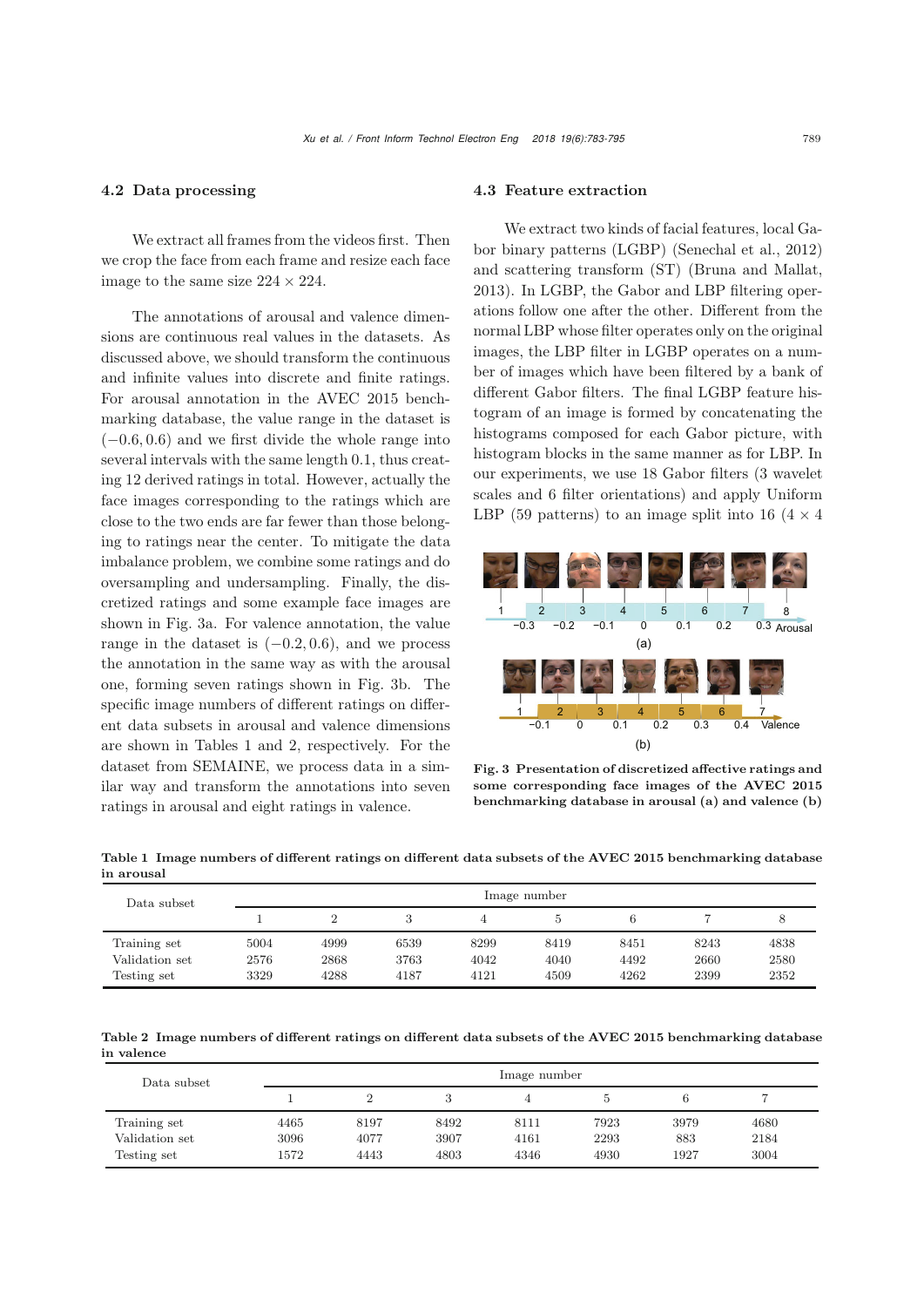### 4.2 Data processing

We extract all frames from the videos first. Then we crop the face from each frame and resize each face image to the same size $224 \times 224$.

The annotations of arousal and valence dimensions are continuous real values in the datasets. As discussed above, we should transform the continuous and infinite values into discrete and finite ratings. For arousal annotation in the AVEC 2015 benchmarking database, the value range in the dataset is $(-0.6, 0.6)$ and we first divide the whole range into several intervals with the same length 0.1, thus creating 12 derived ratings in total. However, actually the face images corresponding to the ratings which are close to the two ends are far fewer than those belonging to ratings near the center. To mitigate the data imbalance problem, we combine some ratings and do oversampling and undersampling. Finally, the discretized ratings and some example face images are shown in Fig. 3a. For valence annotation, the value range in the dataset is $(-0.2, 0.6)$, and we process the annotation in the same way as with the arousal one, forming seven ratings shown in Fig. 3b. The specific image numbers of different ratings on different data subsets in arousal and valence dimensions are shown in Tables 1 and 2, respectively. For the dataset from SEMAINE, we process data in a similar way and transform the annotations into seven ratings in arousal and eight ratings in valence.

### 4.3 Feature extraction

We extract two kinds of facial features, local Gabor binary patterns (LGBP) (Senechal et al., 2012) and scattering transform (ST) (Bruna and Mallat, 2013). In LGBP, the Gabor and LBP filtering operations follow one after the other. Different from the normal LBP whose filter operates only on the original images, the LBP filter in LGBP operates on a number of images which have been filtered by a bank of different Gabor filters. The final LGBP feature histogram of an image is formed by concatenating the histograms composed for each Gabor picture, with histogram blocks in the same manner as for LBP. In our experiments, we use 18 Gabor filters (3 wavelet scales and 6 filter orientations) and apply Uniform LBP (59 patterns) to an image split into 16 ($4 \times 4$

**Fig. 3 Presentation of discretized affective ratings and some corresponding face images of the AVEC 2015 benchmarking database in arousal (a) and valence (b)**

**Table 1 Image numbers of different ratings on different data subsets of the AVEC 2015 benchmarking database in arousal**

| Data subset | Image number | | | | | | | |
|---|---|---|---|---|---|---|---|---|
| | 1 | 2 | 3 | 4 | 5 | 6 | 7 | 8 |
| Training set | 5004 | 4999 | 6539 | 8299 | 8419 | 8451 | 8243 | 4838 |
| Validation set | 2576 | 2868 | 3763 | 4042 | 4040 | 4492 | 2660 | 2580 |
| Testing set | 3329 | 4288 | 4187 | 4121 | 4509 | 4262 | 2399 | 2352 |

**Table 2 Image numbers of different ratings on different data subsets of the AVEC 2015 benchmarking database in valence**

| Data subset | Image number | | | | | | |
|---|---|---|---|---|---|---|---|
| | 1 | 2 | 3 | 4 | 5 | 6 | 7 |
| Training set | 4465 | 8197 | 8492 | 8111 | 7923 | 3979 | 4680 |
| Validation set | 3096 | 4077 | 3907 | 4161 | 2293 | 883 | 2184 |
| Testing set | 1572 | 4443 | 4803 | 4346 | 4930 | 1927 | 3004 |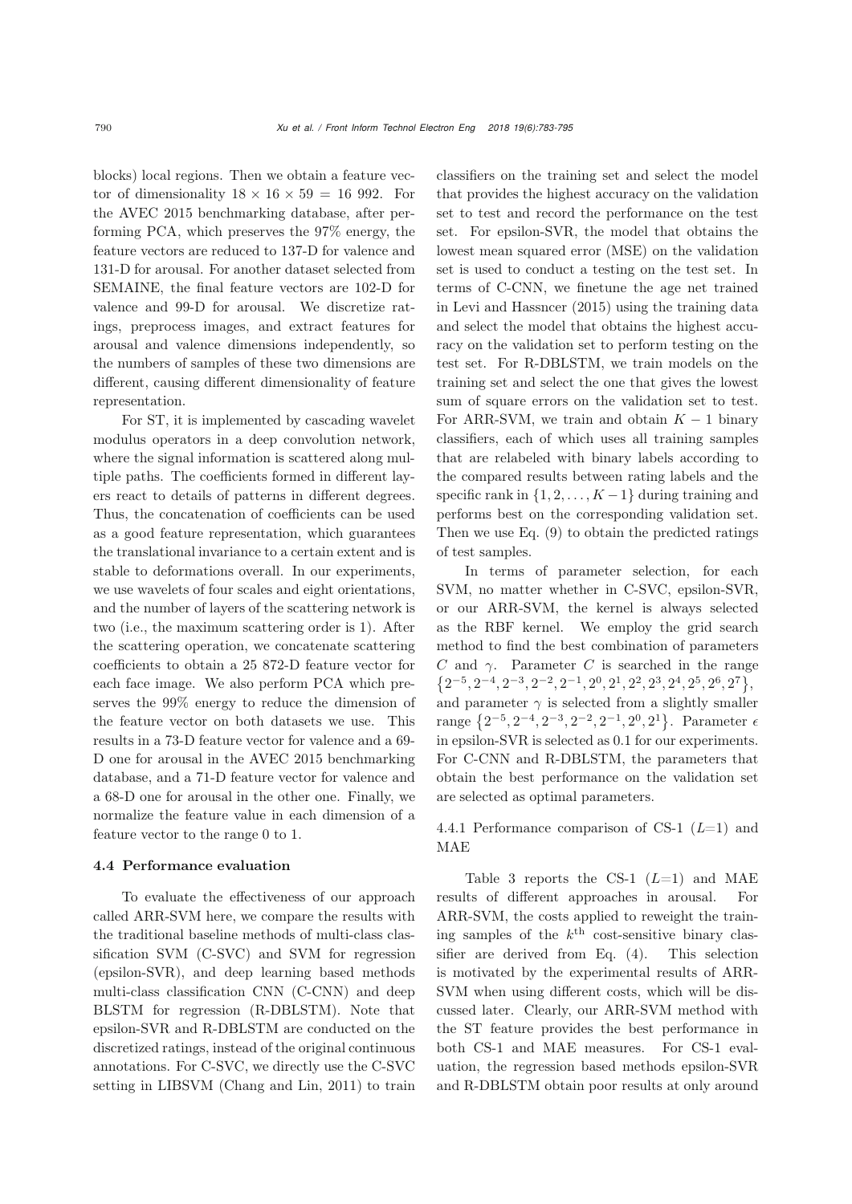blocks) local regions. Then we obtain a feature vector of dimensionality $18 \times 16 \times 59 = 16\ 992$. For the AVEC 2015 benchmarking database, after performing PCA, which preserves the 97% energy, the feature vectors are reduced to 137-D for valence and 131-D for arousal. For another dataset selected from SEMAINE, the final feature vectors are 102-D for valence and 99-D for arousal. We discretize ratings, preprocess images, and extract features for arousal and valence dimensions independently, so the numbers of samples of these two dimensions are different, causing different dimensionality of feature representation.

For ST, it is implemented by cascading wavelet modulus operators in a deep convolution network, where the signal information is scattered along multiple paths. The coefficients formed in different layers react to details of patterns in different degrees. Thus, the concatenation of coefficients can be used as a good feature representation, which guarantees the translational invariance to a certain extent and is stable to deformations overall. In our experiments, we use wavelets of four scales and eight orientations, and the number of layers of the scattering network is two (i.e., the maximum scattering order is 1). After the scattering operation, we concatenate scattering coefficients to obtain a 25 872-D feature vector for each face image. We also perform PCA which preserves the 99% energy to reduce the dimension of the feature vector on both datasets we use. This results in a 73-D feature vector for valence and a 69-D one for arousal in the AVEC 2015 benchmarking database, and a 71-D feature vector for valence and a 68-D one for arousal in the other one. Finally, we normalize the feature value in each dimension of a feature vector to the range 0 to 1.

### 4.4 Performance evaluation

To evaluate the effectiveness of our approach called ARR-SVM here, we compare the results with the traditional baseline methods of multi-class classification SVM (C-SVC) and SVM for regression (epsilon-SVR), and deep learning based methods multi-class classification CNN (C-CNN) and deep BLSTM for regression (R-DBLSTM). Note that epsilon-SVR and R-DBLSTM are conducted on the discretized ratings, instead of the original continuous annotations. For C-SVC, we directly use the C-SVC setting in LIBSVM (Chang and Lin, 2011) to train classifiers on the training set and select the model that provides the highest accuracy on the validation set to test and record the performance on the test set. For epsilon-SVR, the model that obtains the lowest mean squared error (MSE) on the validation set is used to conduct a testing on the test set. In terms of C-CNN, we finetune the age net trained in Levi and Hassncer (2015) using the training data and select the model that obtains the highest accuracy on the validation set to perform testing on the test set. For R-DBLSTM, we train models on the training set and select the one that gives the lowest sum of square errors on the validation set to test. For ARR-SVM, we train and obtain $K-1$ binary classifiers, each of which uses all training samples that are relabeled with binary labels according to the compared results between rating labels and the specific rank in $\{1, 2, \ldots, K-1\}$ during training and performs best on the corresponding validation set. Then we use Eq. (9) to obtain the predicted ratings of test samples.

In terms of parameter selection, for each SVM, no matter whether in C-SVC, epsilon-SVR, or our ARR-SVM, the kernel is always selected as the RBF kernel. We employ the grid search method to find the best combination of parameters $C$ and $\gamma$. Parameter $C$ is searched in the range $\{2^{-5}, 2^{-4}, 2^{-3}, 2^{-2}, 2^{-1}, 2^{0}, 2^{1}, 2^{2}, 2^{3}, 2^{4}, 2^{5}, 2^{6}, 2^{7}\}$, and parameter $\gamma$ is selected from a slightly smaller range $\{2^{-5}, 2^{-4}, 2^{-3}, 2^{-2}, 2^{-1}, 2^{0}, 2^{1}\}$. Parameter $\epsilon$ in epsilon-SVR is selected as 0.1 for our experiments. For C-CNN and R-DBLSTM, the parameters that obtain the best performance on the validation set are selected as optimal parameters.

#### 4.4.1 Performance comparison of CS-1 ($L$=1) and MAE

Table 3 reports the CS-1 ($L$=1) and MAE results of different approaches in arousal. For ARR-SVM, the costs applied to reweight the training samples of the $k^{\text{th}}$ cost-sensitive binary classifier are derived from Eq. (4). This selection is motivated by the experimental results of ARR-SVM when using different costs, which will be discussed later. Clearly, our ARR-SVM method with the ST feature provides the best performance in both CS-1 and MAE measures. For CS-1 evaluation, the regression based methods epsilon-SVR and R-DBLSTM obtain poor results at only around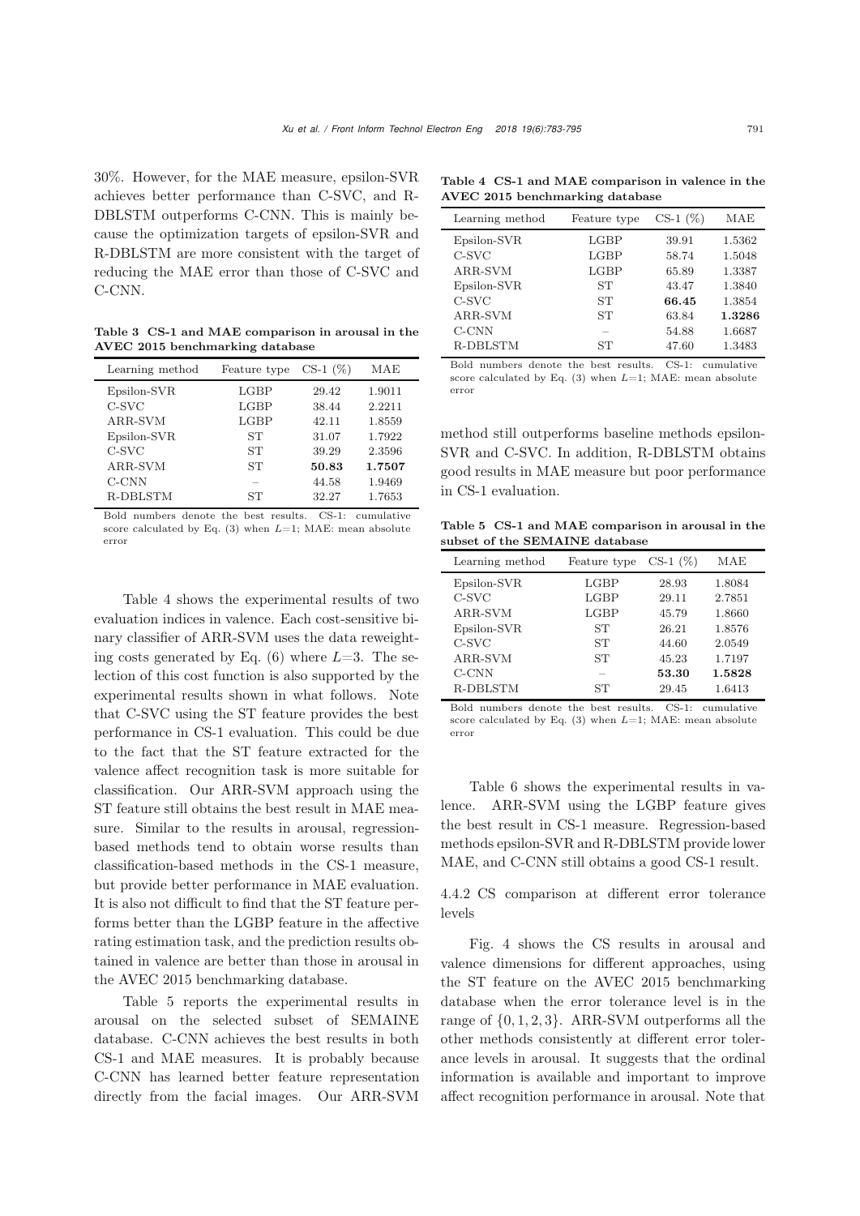30%. However, for the MAE measure, epsilon-SVR achieves better performance than C-SVC, and R-DBLSTM outperforms C-CNN. This is mainly because the optimization targets of epsilon-SVR and R-DBLSTM are more consistent with the target of reducing the MAE error than those of C-SVC and C-CNN.

**Table 3 CS-1 and MAE comparison in arousal in the AVEC 2015 benchmarking database**

| Learning method | Feature type | CS-1 (%) | MAE |
|---|---|---|---|
| Epsilon-SVR | LGBP | 29.42 | 1.9011 |
| C-SVC | LGBP | 38.44 | 2.2211 |
| ARR-SVM | LGBP | 42.11 | 1.8559 |
| Epsilon-SVR | ST | 31.07 | 1.7922 |
| C-SVC | ST | 39.29 | 2.3596 |
| ARR-SVM | ST | **50.83** | **1.7507** |
| C-CNN | – | 44.58 | 1.9469 |
| R-DBLSTM | ST | 32.27 | 1.7653 |

Bold numbers denote the best results. CS-1: cumulative score calculated by Eq. (3) when $L$=1; MAE: mean absolute error

Table 4 shows the experimental results of two evaluation indices in valence. Each cost-sensitive binary classifier of ARR-SVM uses the data reweighting costs generated by Eq. (6) where $L$=3. The selection of this cost function is also supported by the experimental results shown in what follows. Note that C-SVC using the ST feature provides the best performance in CS-1 evaluation. This could be due to the fact that the ST feature extracted for the valence affect recognition task is more suitable for classification. Our ARR-SVM approach using the ST feature still obtains the best result in MAE measure. Similar to the results in arousal, regression-based methods tend to obtain worse results than classification-based methods in the CS-1 measure, but provide better performance in MAE evaluation. It is also not difficult to find that the ST feature performs better than the LGBP feature in the affective rating estimation task, and the prediction results obtained in valence are better than those in arousal in the AVEC 2015 benchmarking database.

Table 5 reports the experimental results in arousal on the selected subset of SEMAINE database. C-CNN achieves the best results in both CS-1 and MAE measures. It is probably because C-CNN has learned better feature representation directly from the facial images. Our ARR-SVM method still outperforms baseline methods epsilon-SVR and C-SVC. In addition, R-DBLSTM obtains good results in MAE measure but poor performance in CS-1 evaluation.

**Table 4 CS-1 and MAE comparison in valence in the AVEC 2015 benchmarking database**

| Learning method | Feature type | CS-1 (%) | MAE |
|---|---|---|---|
| Epsilon-SVR | LGBP | 39.91 | 1.5362 |
| C-SVC | LGBP | 58.74 | 1.5048 |
| ARR-SVM | LGBP | 65.89 | 1.3387 |
| Epsilon-SVR | ST | 43.47 | 1.3840 |
| C-SVC | ST | **66.45** | 1.3854 |
| ARR-SVM | ST | 63.84 | **1.3286** |
| C-CNN | – | 54.88 | 1.6687 |
| R-DBLSTM | ST | 47.60 | 1.3483 |

Bold numbers denote the best results. CS-1: cumulative score calculated by Eq. (3) when $L$=1; MAE: mean absolute error

**Table 5 CS-1 and MAE comparison in arousal in the subset of the SEMAINE database**

| Learning method | Feature type | CS-1 (%) | MAE |
|---|---|---|---|
| Epsilon-SVR | LGBP | 28.93 | 1.8084 |
| C-SVC | LGBP | 29.11 | 2.7851 |
| ARR-SVM | LGBP | 45.79 | 1.8660 |
| Epsilon-SVR | ST | 26.21 | 1.8576 |
| C-SVC | ST | 44.60 | 2.0549 |
| ARR-SVM | ST | 45.23 | 1.7197 |
| C-CNN | – | **53.30** | **1.5828** |
| R-DBLSTM | ST | 29.45 | 1.6413 |

Bold numbers denote the best results. CS-1: cumulative score calculated by Eq. (3) when $L$=1; MAE: mean absolute error

Table 6 shows the experimental results in valence. ARR-SVM using the LGBP feature gives the best result in CS-1 measure. Regression-based methods epsilon-SVR and R-DBLSTM provide lower MAE, and C-CNN still obtains a good CS-1 result.

#### 4.4.2 CS comparison at different error tolerance levels

Fig. 4 shows the CS results in arousal and valence dimensions for different approaches, using the ST feature on the AVEC 2015 benchmarking database when the error tolerance level is in the range of $\{0, 1, 2, 3\}$. ARR-SVM outperforms all the other methods consistently at different error tolerance levels in arousal. It suggests that the ordinal information is available and important to improve affect recognition performance in arousal. Note that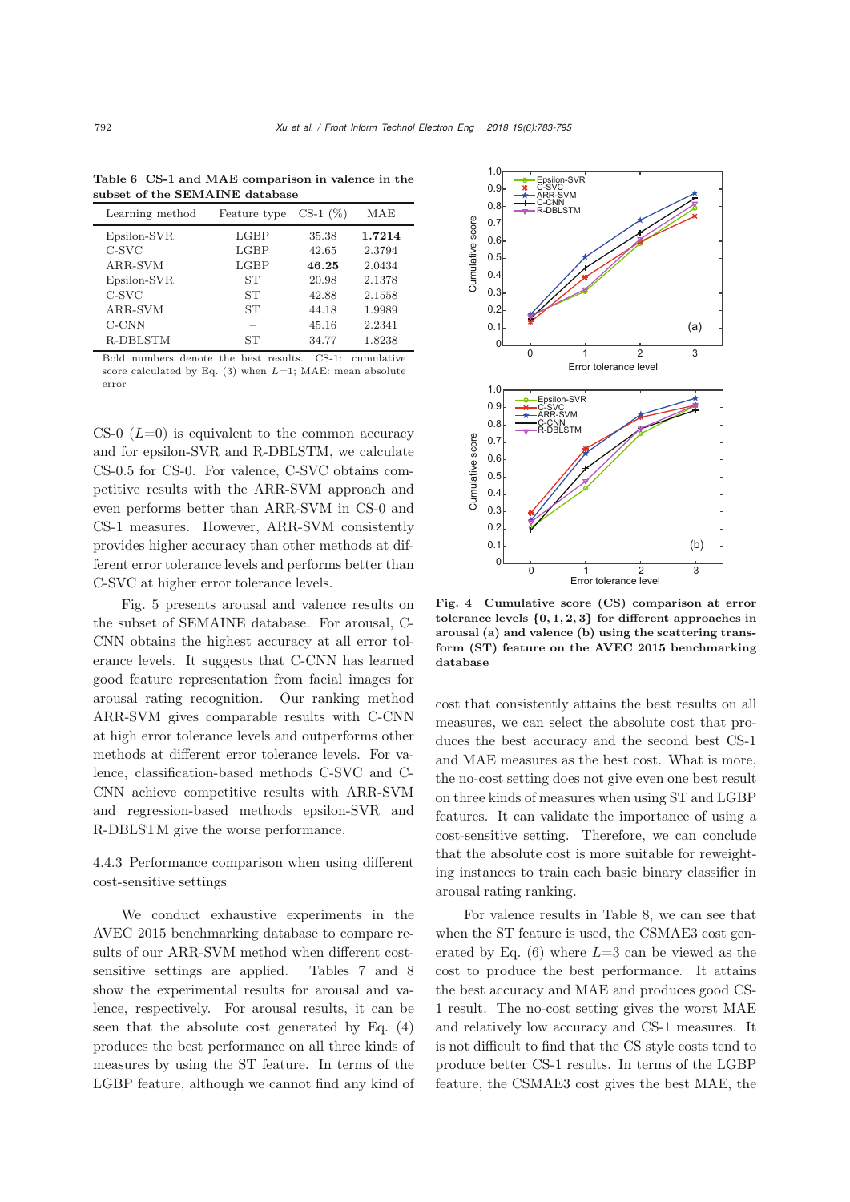**Table 6 CS-1 and MAE comparison in valence in the subset of the SEMAINE database**

| Learning method | Feature type | CS-1 (%) | MAE |
|---|---|---|---|
| Epsilon-SVR | LGBP | 35.38 | **1.7214** |
| C-SVC | LGBP | 42.65 | 2.3794 |
| ARR-SVM | LGBP | **46.25** | 2.0434 |
| Epsilon-SVR | ST | 20.98 | 2.1378 |
| C-SVC | ST | 42.88 | 2.1558 |
| ARR-SVM | ST | 44.18 | 1.9989 |
| C-CNN | – | 45.16 | 2.2341 |
| R-DBLSTM | ST | 34.77 | 1.8238 |

Bold numbers denote the best results. CS-1: cumulative score calculated by Eq. (3) when $L$=1; MAE: mean absolute error

CS-0 ($L$=0) is equivalent to the common accuracy and for epsilon-SVR and R-DBLSTM, we calculate CS-0.5 for CS-0. For valence, C-SVC obtains competitive results with the ARR-SVM approach and even performs better than ARR-SVM in CS-0 and CS-1 measures. However, ARR-SVM consistently provides higher accuracy than other methods at different error tolerance levels and performs better than C-SVC at higher error tolerance levels.

Fig. 5 presents arousal and valence results on the subset of SEMAINE database. For arousal, C-CNN obtains the highest accuracy at all error tolerance levels. It suggests that C-CNN has learned good feature representation from facial images for arousal rating recognition. Our ranking method ARR-SVM gives comparable results with C-CNN at high error tolerance levels and outperforms other methods at different error tolerance levels. For valence, classification-based methods C-SVC and C-CNN achieve competitive results with ARR-SVM and regression-based methods epsilon-SVR and R-DBLSTM give the worse performance.

### 4.4.3 Performance comparison when using different cost-sensitive settings

We conduct exhaustive experiments in the AVEC 2015 benchmarking database to compare results of our ARR-SVM method when different cost-sensitive settings are applied. Tables 7 and 8 show the experimental results for arousal and valence, respectively. For arousal results, it can be seen that the absolute cost generated by Eq. (4) produces the best performance on all three kinds of measures by using the ST feature. In terms of the LGBP feature, although we cannot find any kind of cost that consistently attains the best results on all measures, we can select the absolute cost that produces the best accuracy and the second best CS-1 and MAE measures as the best cost. What is more, the no-cost setting does not give even one best result on three kinds of measures when using ST and LGBP features. It can validate the importance of using a cost-sensitive setting. Therefore, we can conclude that the absolute cost is more suitable for reweighting instances to train each basic binary classifier in arousal rating ranking.

**Fig. 4 Cumulative score (CS) comparison at error tolerance levels {0, 1, 2, 3} for different approaches in arousal (a) and valence (b) using the scattering transform (ST) feature on the AVEC 2015 benchmarking database**

For valence results in Table 8, we can see that when the ST feature is used, the CSMAE3 cost generated by Eq. (6) where $L$=3 can be viewed as the cost to produce the best performance. It attains the best accuracy and MAE and produces good CS-1 result. The no-cost setting gives the worst MAE and relatively low accuracy and CS-1 measures. It is not difficult to find that the CS style costs tend to produce better CS-1 results. In terms of the LGBP feature, the CSMAE3 cost gives the best MAE, the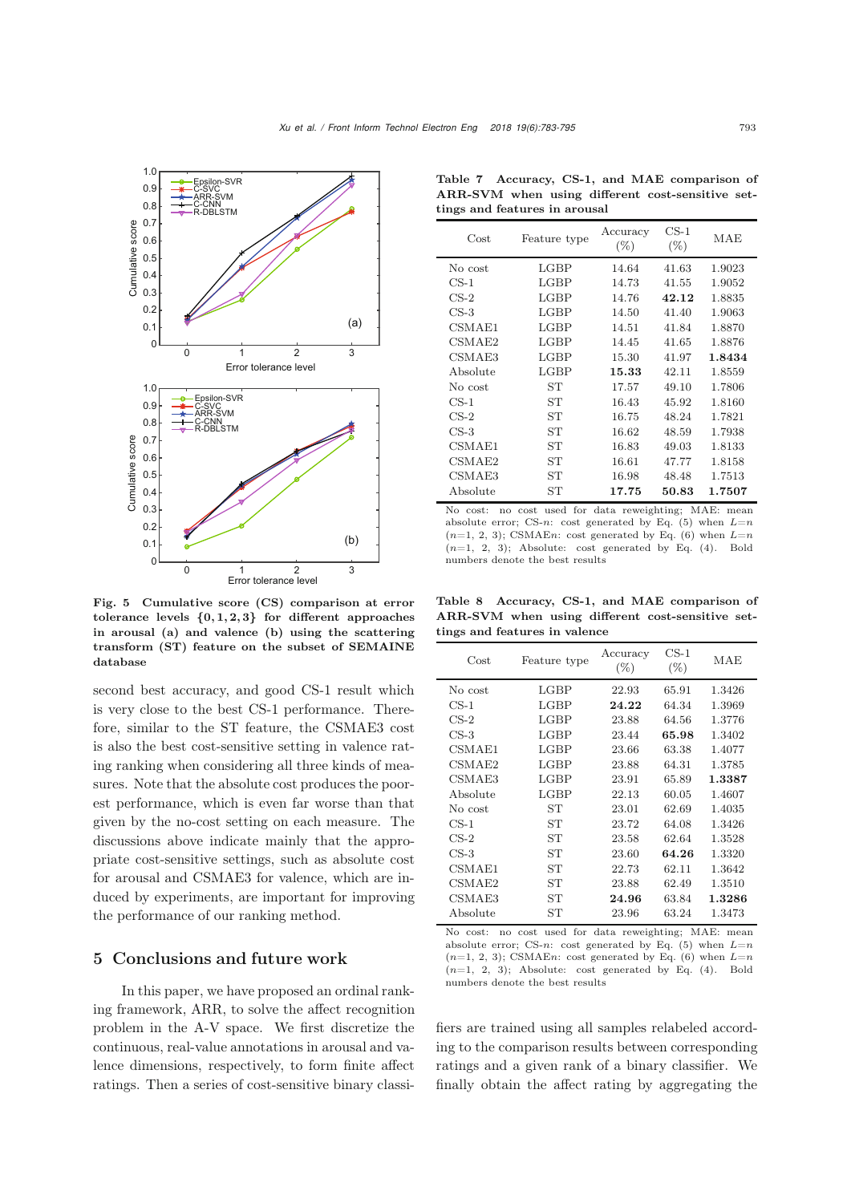Fig. 5 Cumulative score (CS) comparison at error tolerance levels $\{0, 1, 2, 3\}$ for different approaches in arousal (a) and valence (b) using the scattering transform (ST) feature on the subset of SEMAINE database

second best accuracy, and good CS-1 result which is very close to the best CS-1 performance. Therefore, similar to the ST feature, the CSMAE3 cost is also the best cost-sensitive setting in valence rating ranking when considering all three kinds of measures. Note that the absolute cost produces the poorest performance, which is even far worse than that given by the no-cost setting on each measure. The discussions above indicate mainly that the appropriate cost-sensitive settings, such as absolute cost for arousal and CSMAE3 for valence, which are induced by experiments, are important for improving the performance of our ranking method.

## 5 Conclusions and future work

In this paper, we have proposed an ordinal ranking framework, ARR, to solve the affect recognition problem in the A-V space. We first discretize the continuous, real-value annotations in arousal and valence dimensions, respectively, to form finite affect ratings. Then a series of cost-sensitive binary classifiers are trained using all samples relabeled according to the comparison results between corresponding ratings and a given rank of a binary classifier. We finally obtain the affect rating by aggregating the

**Table 7 Accuracy, CS-1, and MAE comparison of ARR-SVM when using different cost-sensitive settings and features in arousal**

| Cost | Feature type | Accuracy (%) | CS-1 (%) | MAE |
|---|---|---|---|---|
| No cost | LGBP | 14.64 | 41.63 | 1.9023 |
| CS-1 | LGBP | 14.73 | 41.55 | 1.9052 |
| CS-2 | LGBP | 14.76 | **42.12** | 1.8835 |
| CS-3 | LGBP | 14.50 | 41.40 | 1.9063 |
| CSMAE1 | LGBP | 14.51 | 41.84 | 1.8870 |
| CSMAE2 | LGBP | 14.45 | 41.65 | 1.8876 |
| CSMAE3 | LGBP | 15.30 | 41.97 | **1.8434** |
| Absolute | LGBP | **15.33** | 42.11 | 1.8559 |
| No cost | ST | 17.57 | 49.10 | 1.7806 |
| CS-1 | ST | 16.43 | 45.92 | 1.8160 |
| CS-2 | ST | 16.75 | 48.24 | 1.7821 |
| CS-3 | ST | 16.62 | 48.59 | 1.7938 |
| CSMAE1 | ST | 16.83 | 49.03 | 1.8133 |
| CSMAE2 | ST | 16.61 | 47.77 | 1.8158 |
| CSMAE3 | ST | 16.98 | 48.48 | 1.7513 |
| Absolute | ST | **17.75** | **50.83** | **1.7507** |

No cost: no cost used for data reweighting; MAE: mean absolute error; CS-$n$: cost generated by Eq. (5) when $L$=$n$ ($n$=1, 2, 3); CSMAE$n$: cost generated by Eq. (6) when $L$=$n$ ($n$=1, 2, 3); Absolute: cost generated by Eq. (4). Bold numbers denote the best results

**Table 8 Accuracy, CS-1, and MAE comparison of ARR-SVM when using different cost-sensitive settings and features in valence**

| Cost | Feature type | Accuracy (%) | CS-1 (%) | MAE |
|---|---|---|---|---|
| No cost | LGBP | 22.93 | 65.91 | 1.3426 |
| CS-1 | LGBP | **24.22** | 64.34 | 1.3969 |
| CS-2 | LGBP | 23.88 | 64.56 | 1.3776 |
| CS-3 | LGBP | 23.44 | **65.98** | 1.3402 |
| CSMAE1 | LGBP | 23.66 | 63.38 | 1.4077 |
| CSMAE2 | LGBP | 23.88 | 64.31 | 1.3785 |
| CSMAE3 | LGBP | 23.91 | 65.89 | **1.3387** |
| Absolute | LGBP | 22.13 | 60.05 | 1.4607 |
| No cost | ST | 23.01 | 62.69 | 1.4035 |
| CS-1 | ST | 23.72 | 64.08 | 1.3426 |
| CS-2 | ST | 23.58 | 62.64 | 1.3528 |
| CS-3 | ST | 23.60 | **64.26** | 1.3320 |
| CSMAE1 | ST | 22.73 | 62.11 | 1.3642 |
| CSMAE2 | ST | 23.88 | 62.49 | 1.3510 |
| CSMAE3 | ST | **24.96** | 63.84 | **1.3286** |
| Absolute | ST | 23.96 | 63.24 | 1.3473 |

No cost: no cost used for data reweighting; MAE: mean absolute error; CS-$n$: cost generated by Eq. (5) when $L$=$n$ ($n$=1, 2, 3); CSMAE$n$: cost generated by Eq. (6) when $L$=$n$ ($n$=1, 2, 3); Absolute: cost generated by Eq. (4). Bold numbers denote the best results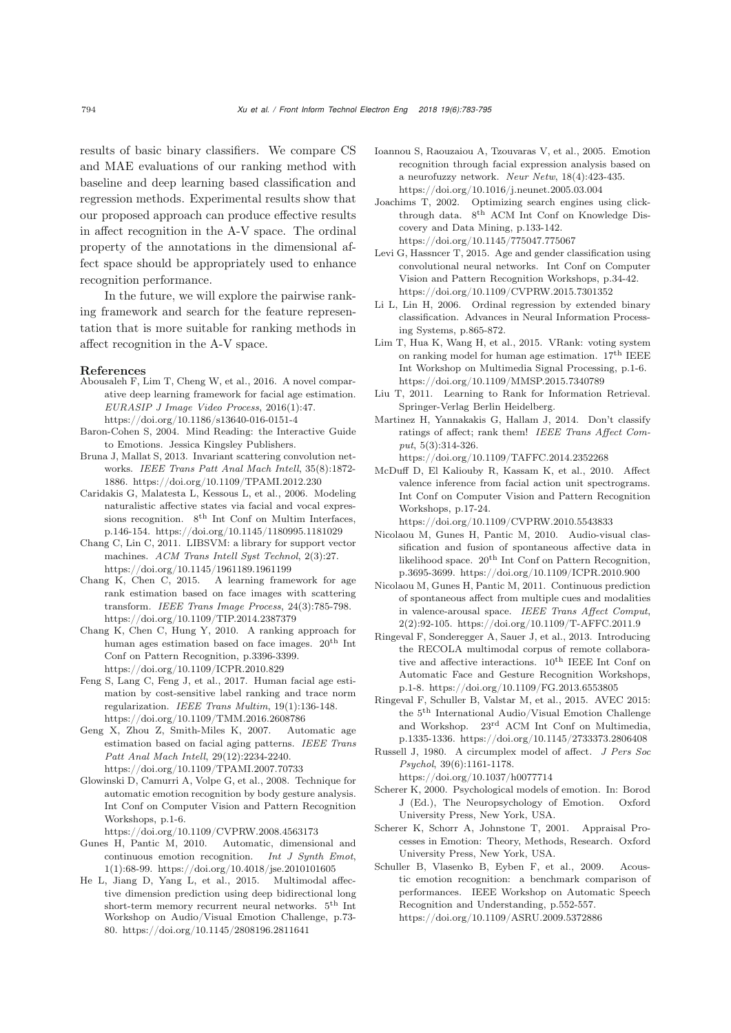results of basic binary classifiers. We compare CS and MAE evaluations of our ranking method with baseline and deep learning based classification and regression methods. Experimental results show that our proposed approach can produce effective results in affect recognition in the A-V space. The ordinal property of the annotations in the dimensional affect space should be appropriately used to enhance recognition performance.

In the future, we will explore the pairwise ranking framework and search for the feature representation that is more suitable for ranking methods in affect recognition in the A-V space.

## References

Abousaleh F, Lim T, Cheng W, et al., 2016. A novel comparative deep learning framework for facial age estimation. *EURASIP J Image Video Process*, 2016(1):47. https://doi.org/10.1186/s13640-016-0151-4

Baron-Cohen S, 2004. Mind Reading: the Interactive Guide to Emotions. Jessica Kingsley Publishers.

Bruna J, Mallat S, 2013. Invariant scattering convolution networks. *IEEE Trans Patt Anal Mach Intell*, 35(8):1872-1886. https://doi.org/10.1109/TPAMI.2012.230

Caridakis G, Malatesta L, Kessous L, et al., 2006. Modeling naturalistic affective states via facial and vocal expressions recognition. 8th Int Conf on Multim Interfaces, p.146-154. https://doi.org/10.1145/1180995.1181029

Chang C, Lin C, 2011. LIBSVM: a library for support vector machines. *ACM Trans Intell Syst Technol*, 2(3):27. https://doi.org/10.1145/1961189.1961199

Chang K, Chen C, 2015. A learning framework for age rank estimation based on face images with scattering transform. *IEEE Trans Image Process*, 24(3):785-798. https://doi.org/10.1109/TIP.2014.2387379

Chang K, Chen C, Hung Y, 2010. A ranking approach for human ages estimation based on face images. 20th Int Conf on Pattern Recognition, p.3396-3399. https://doi.org/10.1109/ICPR.2010.829

Feng S, Lang C, Feng J, et al., 2017. Human facial age estimation by cost-sensitive label ranking and trace norm regularization. *IEEE Trans Multim*, 19(1):136-148. https://doi.org/10.1109/TMM.2016.2608786

Geng X, Zhou Z, Smith-Miles K, 2007. Automatic age estimation based on facial aging patterns. *IEEE Trans Patt Anal Mach Intell*, 29(12):2234-2240. https://doi.org/10.1109/TPAMI.2007.70733

Glowinski D, Camurri A, Volpe G, et al., 2008. Technique for automatic emotion recognition by body gesture analysis. Int Conf on Computer Vision and Pattern Recognition Workshops, p.1-6. https://doi.org/10.1109/CVPRW.2008.4563173

Gunes H, Pantic M, 2010. Automatic, dimensional and continuous emotion recognition. *Int J Synth Emot*, 1(1):68-99. https://doi.org/10.4018/jse.2010101605

He L, Jiang D, Yang L, et al., 2015. Multimodal affective dimension prediction using deep bidirectional long short-term memory recurrent neural networks. 5th Int Workshop on Audio/Visual Emotion Challenge, p.73-80. https://doi.org/10.1145/2808196.2811641

Ioannou S, Raouzaiou A, Tzouvaras V, et al., 2005. Emotion recognition through facial expression analysis based on a neurofuzzy network. *Neur Netw*, 18(4):423-435. https://doi.org/10.1016/j.neunet.2005.03.004

Joachims T, 2002. Optimizing search engines using clickthrough data. 8th ACM Int Conf on Knowledge Discovery and Data Mining, p.133-142. https://doi.org/10.1145/775047.775067

Levi G, Hassncer T, 2015. Age and gender classification using convolutional neural networks. Int Conf on Computer Vision and Pattern Recognition Workshops, p.34-42. https://doi.org/10.1109/CVPRW.2015.7301352

Li L, Lin H, 2006. Ordinal regression by extended binary classification. Advances in Neural Information Processing Systems, p.865-872.

Lim T, Hua K, Wang H, et al., 2015. VRank: voting system on ranking model for human age estimation. 17th IEEE Int Workshop on Multimedia Signal Processing, p.1-6. https://doi.org/10.1109/MMSP.2015.7340789

Liu T, 2011. Learning to Rank for Information Retrieval. Springer-Verlag Berlin Heidelberg.

Martinez H, Yannakakis G, Hallam J, 2014. Don't classify ratings of affect; rank them! *IEEE Trans Affect Comput*, 5(3):314-326. https://doi.org/10.1109/TAFFC.2014.2352268

McDuff D, El Kaliouby R, Kassam K, et al., 2010. Affect valence inference from facial action unit spectrograms. Int Conf on Computer Vision and Pattern Recognition Workshops, p.17-24. https://doi.org/10.1109/CVPRW.2010.5543833

Nicolaou M, Gunes H, Pantic M, 2010. Audio-visual classification and fusion of spontaneous affective data in likelihood space. 20th Int Conf on Pattern Recognition, p.3695-3699. https://doi.org/10.1109/ICPR.2010.900

Nicolaou M, Gunes H, Pantic M, 2011. Continuous prediction of spontaneous affect from multiple cues and modalities in valence-arousal space. *IEEE Trans Affect Comput*, 2(2):92-105. https://doi.org/10.1109/T-AFFC.2011.9

Ringeval F, Sonderegger A, Sauer J, et al., 2013. Introducing the RECOLA multimodal corpus of remote collaborative and affective interactions. 10th IEEE Int Conf on Automatic Face and Gesture Recognition Workshops, p.1-8. https://doi.org/10.1109/FG.2013.6553805

Ringeval F, Schuller B, Valstar M, et al., 2015. AVEC 2015: the 5th International Audio/Visual Emotion Challenge and Workshop. 23rd ACM Int Conf on Multimedia, p.1335-1336. https://doi.org/10.1145/2733373.2806408

Russell J, 1980. A circumplex model of affect. *J Pers Soc Psychol*, 39(6):1161-1178. https://doi.org/10.1037/h0077714

Scherer K, 2000. Psychological models of emotion. In: Borod J (Ed.), The Neuropsychology of Emotion. Oxford University Press, New York, USA.

Scherer K, Schorr A, Johnstone T, 2001. Appraisal Processes in Emotion: Theory, Methods, Research. Oxford University Press, New York, USA.

Schuller B, Vlasenko B, Eyben F, et al., 2009. Acoustic emotion recognition: a benchmark comparison of performances. IEEE Workshop on Automatic Speech Recognition and Understanding, p.552-557. https://doi.org/10.1109/ASRU.2009.5372886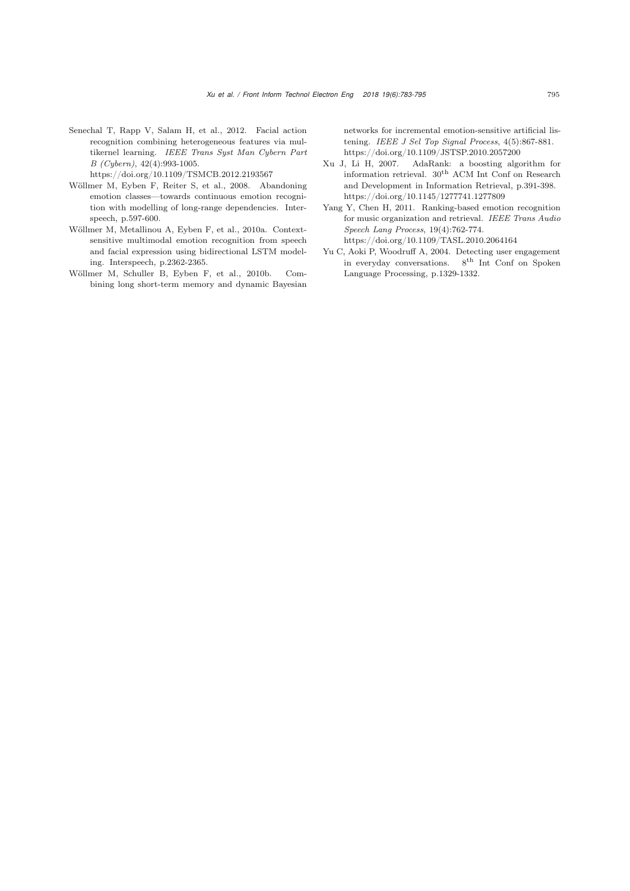Senechal T, Rapp V, Salam H, et al., 2012. Facial action recognition combining heterogeneous features via multikernel learning. *IEEE Trans Syst Man Cybern Part B (Cybern)*, 42(4):993-1005. https://doi.org/10.1109/TSMCB.2012.2193567

Wöllmer M, Eyben F, Reiter S, et al., 2008. Abandoning emotion classes—towards continuous emotion recognition with modelling of long-range dependencies. Interspeech, p.597-600.

Wöllmer M, Metallinou A, Eyben F, et al., 2010a. Context-sensitive multimodal emotion recognition from speech and facial expression using bidirectional LSTM modeling. Interspeech, p.2362-2365.

Wöllmer M, Schuller B, Eyben F, et al., 2010b. Combining long short-term memory and dynamic Bayesian networks for incremental emotion-sensitive artificial listening. *IEEE J Sel Top Signal Process*, 4(5):867-881. https://doi.org/10.1109/JSTSP.2010.2057200

Xu J, Li H, 2007. AdaRank: a boosting algorithm for information retrieval. 30th ACM Int Conf on Research and Development in Information Retrieval, p.391-398. https://doi.org/10.1145/1277741.1277809

Yang Y, Chen H, 2011. Ranking-based emotion recognition for music organization and retrieval. *IEEE Trans Audio Speech Lang Process*, 19(4):762-774. https://doi.org/10.1109/TASL.2010.2064164

Yu C, Aoki P, Woodruff A, 2004. Detecting user engagement in everyday conversations. 8th Int Conf on Spoken Language Processing, p.1329-1332.